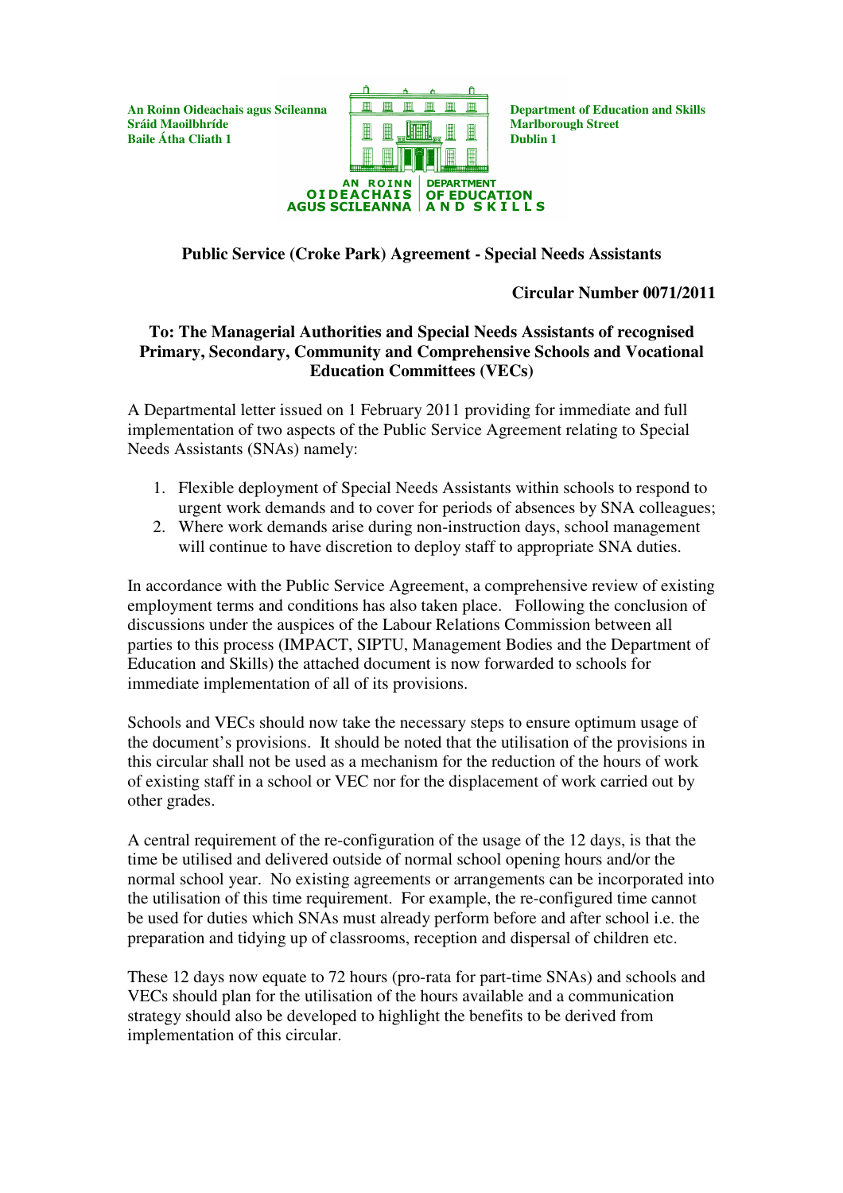An Roinn Oideachais agus Scileanna
Sráid Maoilbhríde
Baile Átha Cliath 1

Department of Education and Skills
Marlborough Street
Dublin 1

AN ROINN OIDEACHAIS AGUS SCILEANNA | DEPARTMENT OF EDUCATION AND SKILLS

## Public Service (Croke Park) Agreement - Special Needs Assistants

**Circular Number 0071/2011**

### To: The Managerial Authorities and Special Needs Assistants of recognised Primary, Secondary, Community and Comprehensive Schools and Vocational Education Committees (VECs)

A Departmental letter issued on 1 February 2011 providing for immediate and full implementation of two aspects of the Public Service Agreement relating to Special Needs Assistants (SNAs) namely:

1. Flexible deployment of Special Needs Assistants within schools to respond to urgent work demands and to cover for periods of absences by SNA colleagues;
2. Where work demands arise during non-instruction days, school management will continue to have discretion to deploy staff to appropriate SNA duties.

In accordance with the Public Service Agreement, a comprehensive review of existing employment terms and conditions has also taken place. Following the conclusion of discussions under the auspices of the Labour Relations Commission between all parties to this process (IMPACT, SIPTU, Management Bodies and the Department of Education and Skills) the attached document is now forwarded to schools for immediate implementation of all of its provisions.

Schools and VECs should now take the necessary steps to ensure optimum usage of the document's provisions. It should be noted that the utilisation of the provisions in this circular shall not be used as a mechanism for the reduction of the hours of work of existing staff in a school or VEC nor for the displacement of work carried out by other grades.

A central requirement of the re-configuration of the usage of the 12 days, is that the time be utilised and delivered outside of normal school opening hours and/or the normal school year. No existing agreements or arrangements can be incorporated into the utilisation of this time requirement. For example, the re-configured time cannot be used for duties which SNAs must already perform before and after school i.e. the preparation and tidying up of classrooms, reception and dispersal of children etc.

These 12 days now equate to 72 hours (pro-rata for part-time SNAs) and schools and VECs should plan for the utilisation of the hours available and a communication strategy should also be developed to highlight the benefits to be derived from implementation of this circular.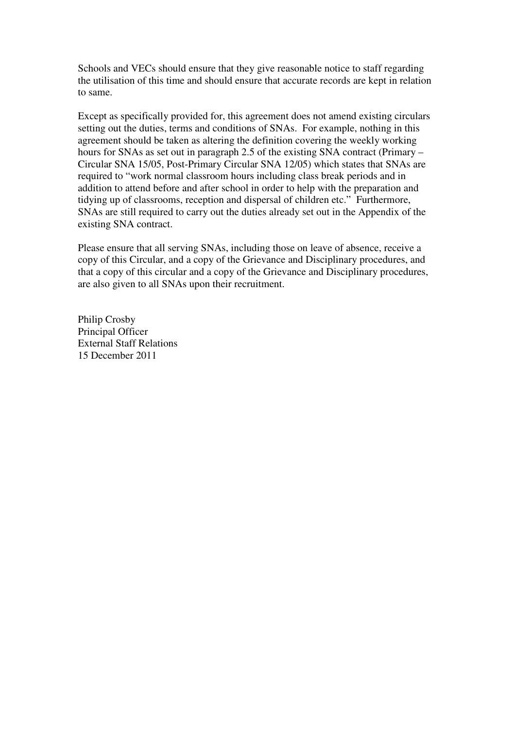Schools and VECs should ensure that they give reasonable notice to staff regarding the utilisation of this time and should ensure that accurate records are kept in relation to same.

Except as specifically provided for, this agreement does not amend existing circulars setting out the duties, terms and conditions of SNAs. For example, nothing in this agreement should be taken as altering the definition covering the weekly working hours for SNAs as set out in paragraph 2.5 of the existing SNA contract (Primary – Circular SNA 15/05, Post-Primary Circular SNA 12/05) which states that SNAs are required to "work normal classroom hours including class break periods and in addition to attend before and after school in order to help with the preparation and tidying up of classrooms, reception and dispersal of children etc." Furthermore, SNAs are still required to carry out the duties already set out in the Appendix of the existing SNA contract.

Please ensure that all serving SNAs, including those on leave of absence, receive a copy of this Circular, and a copy of the Grievance and Disciplinary procedures, and that a copy of this circular and a copy of the Grievance and Disciplinary procedures, are also given to all SNAs upon their recruitment.

Philip Crosby
Principal Officer
External Staff Relations
15 December 2011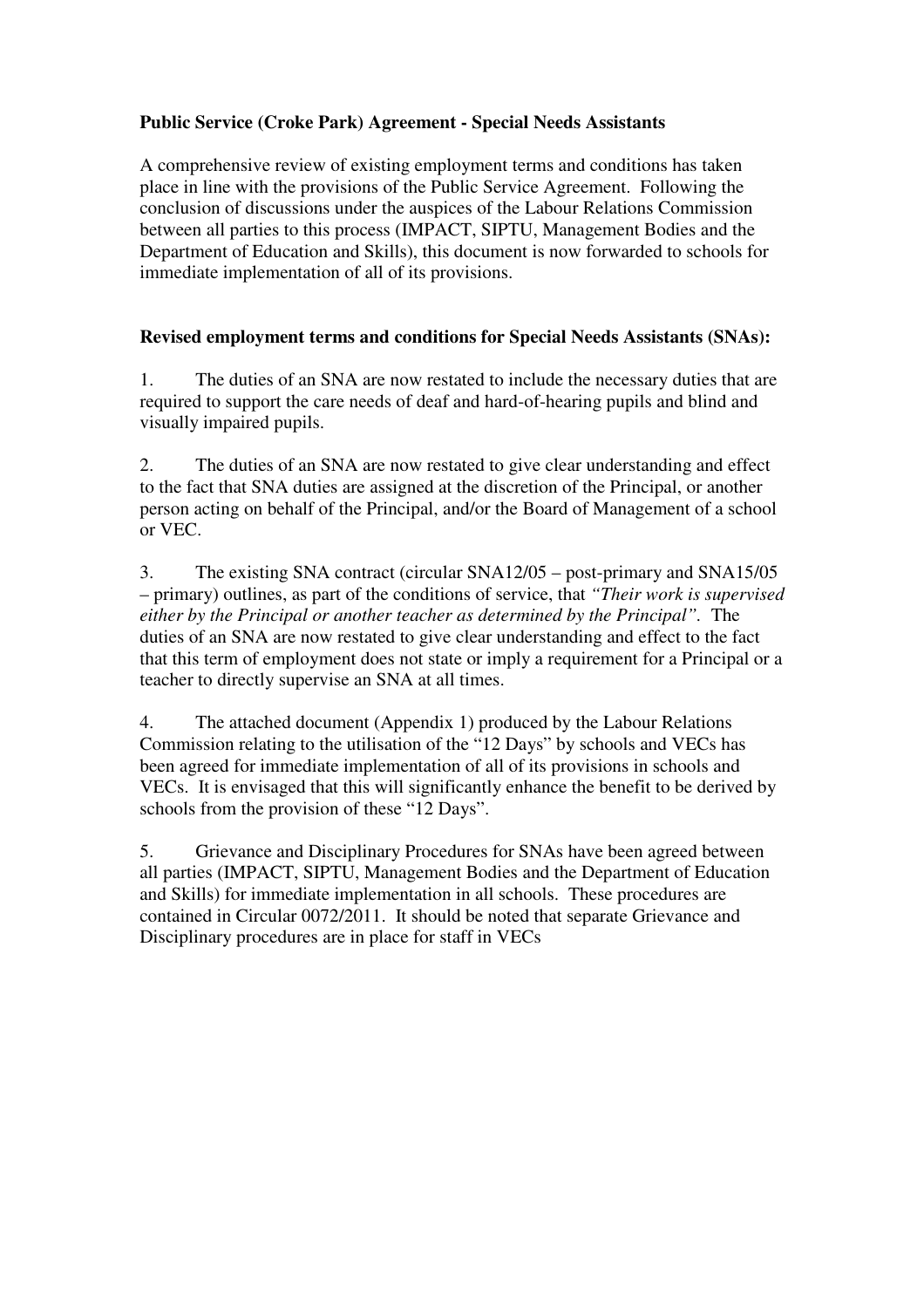**Public Service (Croke Park) Agreement - Special Needs Assistants**

A comprehensive review of existing employment terms and conditions has taken place in line with the provisions of the Public Service Agreement. Following the conclusion of discussions under the auspices of the Labour Relations Commission between all parties to this process (IMPACT, SIPTU, Management Bodies and the Department of Education and Skills), this document is now forwarded to schools for immediate implementation of all of its provisions.

**Revised employment terms and conditions for Special Needs Assistants (SNAs):**

1. The duties of an SNA are now restated to include the necessary duties that are required to support the care needs of deaf and hard-of-hearing pupils and blind and visually impaired pupils.

2. The duties of an SNA are now restated to give clear understanding and effect to the fact that SNA duties are assigned at the discretion of the Principal, or another person acting on behalf of the Principal, and/or the Board of Management of a school or VEC.

3. The existing SNA contract (circular SNA12/05 – post-primary and SNA15/05 – primary) outlines, as part of the conditions of service, that *"Their work is supervised either by the Principal or another teacher as determined by the Principal"*. The duties of an SNA are now restated to give clear understanding and effect to the fact that this term of employment does not state or imply a requirement for a Principal or a teacher to directly supervise an SNA at all times.

4. The attached document (Appendix 1) produced by the Labour Relations Commission relating to the utilisation of the "12 Days" by schools and VECs has been agreed for immediate implementation of all of its provisions in schools and VECs. It is envisaged that this will significantly enhance the benefit to be derived by schools from the provision of these "12 Days".

5. Grievance and Disciplinary Procedures for SNAs have been agreed between all parties (IMPACT, SIPTU, Management Bodies and the Department of Education and Skills) for immediate implementation in all schools. These procedures are contained in Circular 0072/2011. It should be noted that separate Grievance and Disciplinary procedures are in place for staff in VECs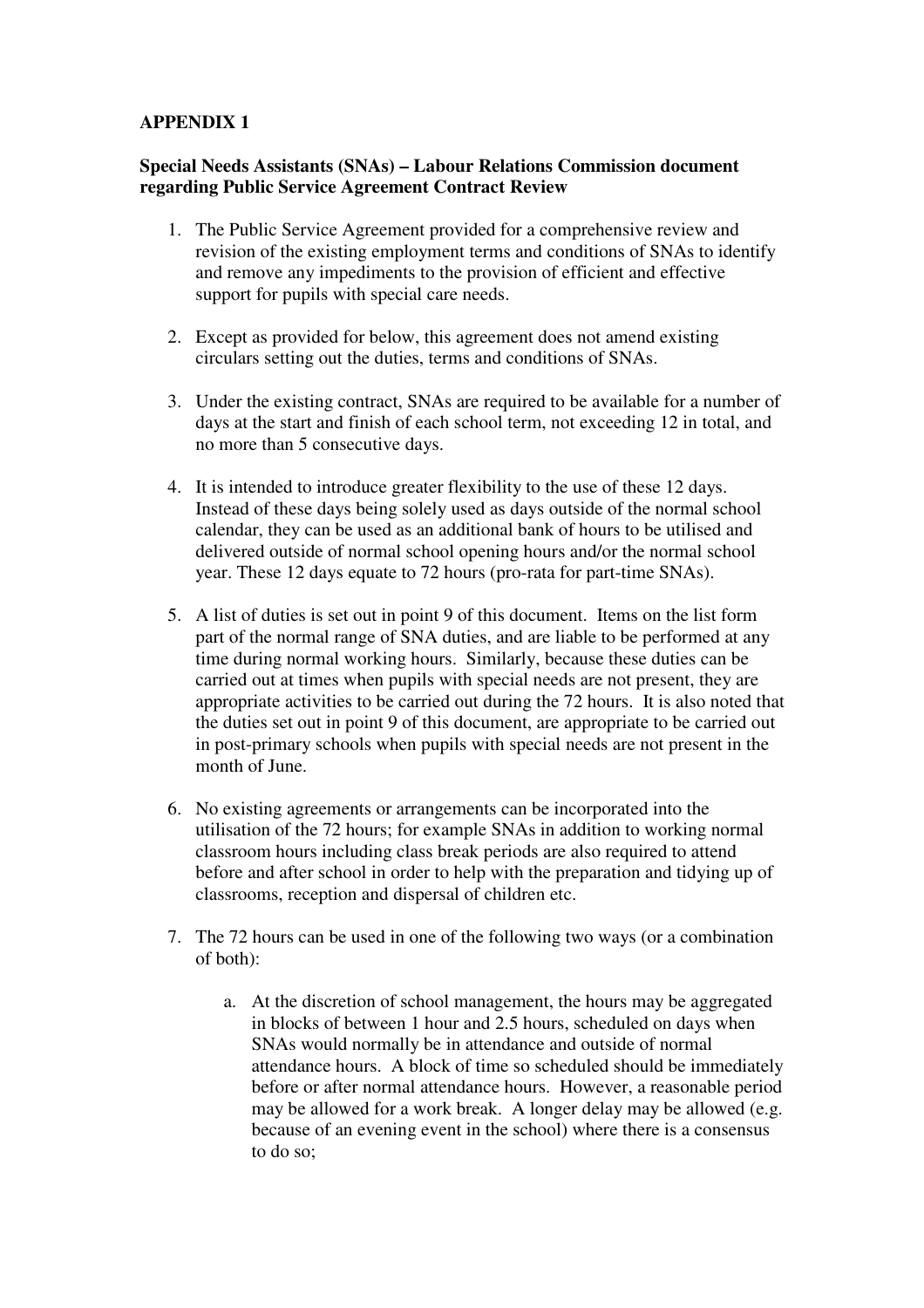**APPENDIX 1**

**Special Needs Assistants (SNAs) – Labour Relations Commission document regarding Public Service Agreement Contract Review**

1. The Public Service Agreement provided for a comprehensive review and revision of the existing employment terms and conditions of SNAs to identify and remove any impediments to the provision of efficient and effective support for pupils with special care needs.

2. Except as provided for below, this agreement does not amend existing circulars setting out the duties, terms and conditions of SNAs.

3. Under the existing contract, SNAs are required to be available for a number of days at the start and finish of each school term, not exceeding 12 in total, and no more than 5 consecutive days.

4. It is intended to introduce greater flexibility to the use of these 12 days. Instead of these days being solely used as days outside of the normal school calendar, they can be used as an additional bank of hours to be utilised and delivered outside of normal school opening hours and/or the normal school year. These 12 days equate to 72 hours (pro-rata for part-time SNAs).

5. A list of duties is set out in point 9 of this document. Items on the list form part of the normal range of SNA duties, and are liable to be performed at any time during normal working hours. Similarly, because these duties can be carried out at times when pupils with special needs are not present, they are appropriate activities to be carried out during the 72 hours. It is also noted that the duties set out in point 9 of this document, are appropriate to be carried out in post-primary schools when pupils with special needs are not present in the month of June.

6. No existing agreements or arrangements can be incorporated into the utilisation of the 72 hours; for example SNAs in addition to working normal classroom hours including class break periods are also required to attend before and after school in order to help with the preparation and tidying up of classrooms, reception and dispersal of children etc.

7. The 72 hours can be used in one of the following two ways (or a combination of both):

    a. At the discretion of school management, the hours may be aggregated in blocks of between 1 hour and 2.5 hours, scheduled on days when SNAs would normally be in attendance and outside of normal attendance hours. A block of time so scheduled should be immediately before or after normal attendance hours. However, a reasonable period may be allowed for a work break. A longer delay may be allowed (e.g. because of an evening event in the school) where there is a consensus to do so;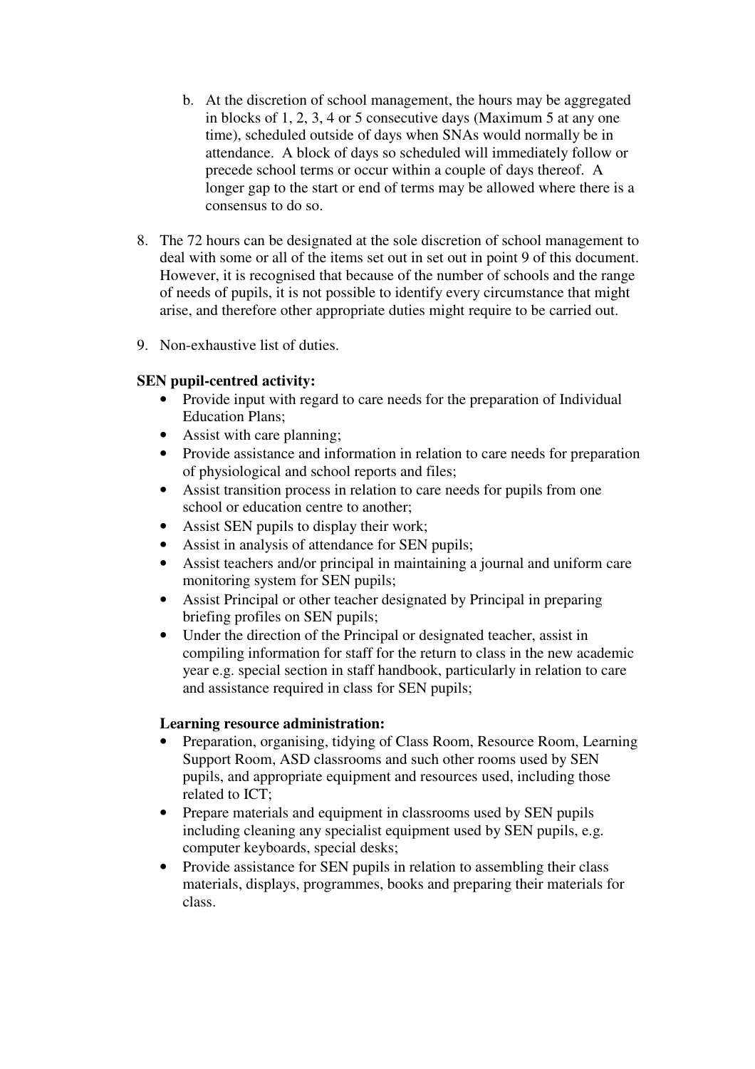b. At the discretion of school management, the hours may be aggregated in blocks of 1, 2, 3, 4 or 5 consecutive days (Maximum 5 at any one time), scheduled outside of days when SNAs would normally be in attendance. A block of days so scheduled will immediately follow or precede school terms or occur within a couple of days thereof. A longer gap to the start or end of terms may be allowed where there is a consensus to do so.

8. The 72 hours can be designated at the sole discretion of school management to deal with some or all of the items set out in set out in point 9 of this document. However, it is recognised that because of the number of schools and the range of needs of pupils, it is not possible to identify every circumstance that might arise, and therefore other appropriate duties might require to be carried out.

9. Non-exhaustive list of duties.

**SEN pupil-centred activity:**

- Provide input with regard to care needs for the preparation of Individual Education Plans;
- Assist with care planning;
- Provide assistance and information in relation to care needs for preparation of physiological and school reports and files;
- Assist transition process in relation to care needs for pupils from one school or education centre to another;
- Assist SEN pupils to display their work;
- Assist in analysis of attendance for SEN pupils;
- Assist teachers and/or principal in maintaining a journal and uniform care monitoring system for SEN pupils;
- Assist Principal or other teacher designated by Principal in preparing briefing profiles on SEN pupils;
- Under the direction of the Principal or designated teacher, assist in compiling information for staff for the return to class in the new academic year e.g. special section in staff handbook, particularly in relation to care and assistance required in class for SEN pupils;

**Learning resource administration:**

- Preparation, organising, tidying of Class Room, Resource Room, Learning Support Room, ASD classrooms and such other rooms used by SEN pupils, and appropriate equipment and resources used, including those related to ICT;
- Prepare materials and equipment in classrooms used by SEN pupils including cleaning any specialist equipment used by SEN pupils, e.g. computer keyboards, special desks;
- Provide assistance for SEN pupils in relation to assembling their class materials, displays, programmes, books and preparing their materials for class.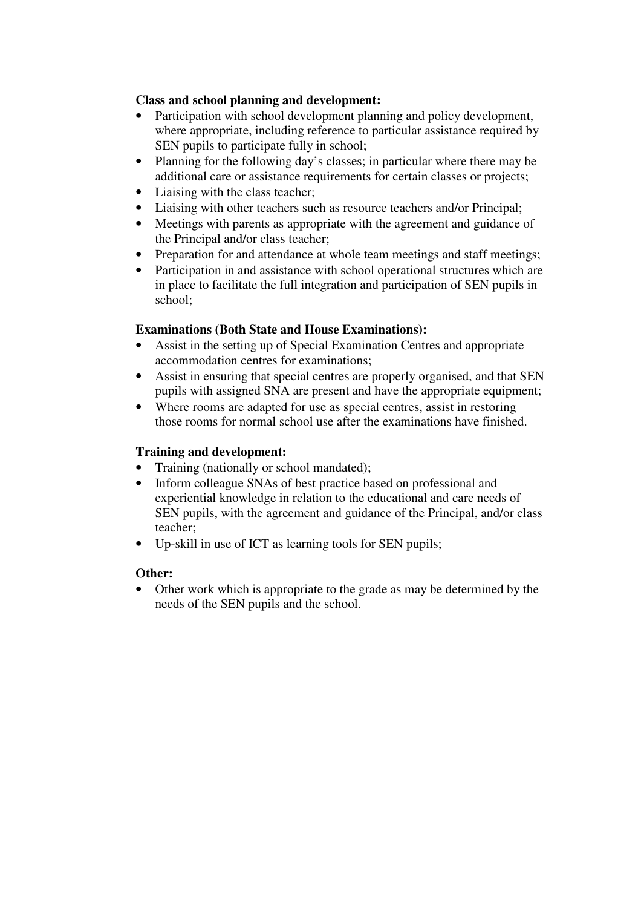**Class and school planning and development:**

- Participation with school development planning and policy development, where appropriate, including reference to particular assistance required by SEN pupils to participate fully in school;
- Planning for the following day's classes; in particular where there may be additional care or assistance requirements for certain classes or projects;
- Liaising with the class teacher;
- Liaising with other teachers such as resource teachers and/or Principal;
- Meetings with parents as appropriate with the agreement and guidance of the Principal and/or class teacher;
- Preparation for and attendance at whole team meetings and staff meetings;
- Participation in and assistance with school operational structures which are in place to facilitate the full integration and participation of SEN pupils in school;

**Examinations (Both State and House Examinations):**

- Assist in the setting up of Special Examination Centres and appropriate accommodation centres for examinations;
- Assist in ensuring that special centres are properly organised, and that SEN pupils with assigned SNA are present and have the appropriate equipment;
- Where rooms are adapted for use as special centres, assist in restoring those rooms for normal school use after the examinations have finished.

**Training and development:**

- Training (nationally or school mandated);
- Inform colleague SNAs of best practice based on professional and experiential knowledge in relation to the educational and care needs of SEN pupils, with the agreement and guidance of the Principal, and/or class teacher;
- Up-skill in use of ICT as learning tools for SEN pupils;

**Other:**

- Other work which is appropriate to the grade as may be determined by the needs of the SEN pupils and the school.